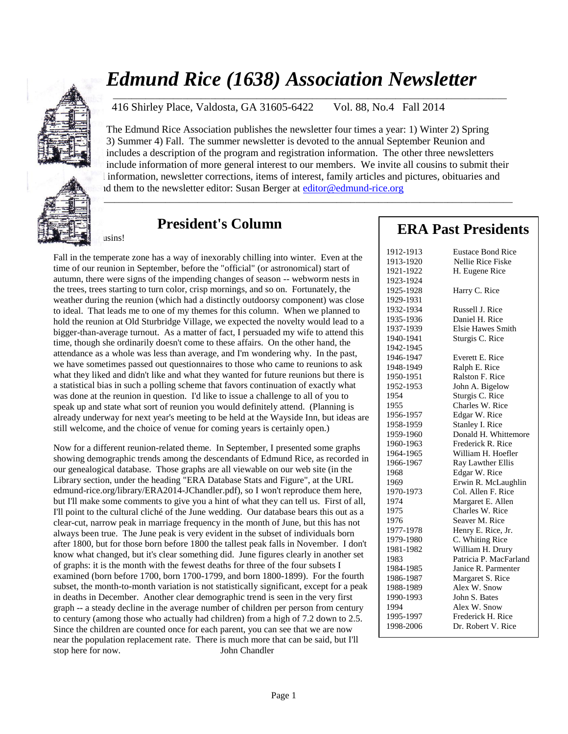# *Edmund Rice (1638) Association Newsletter*

416 Shirley Place, Valdosta, GA 31605-6422 Vol. 88, No.4 Fall 2014

The Edmund Rice Association publishes the newsletter four times a year: 1) Winter 2) Spring 3) Summer 4) Fall. The summer newsletter is devoted to the annual September Reunion and includes a description of the program and registration information. The other three newsletters include information of more general interest to our members. We invite all cousins to submit their information, newsletter corrections, items of interest, family articles and pictures, obituaries and nd them to the newsletter editor: Susan Berger at editor@edmund-rice.org

## President's Column

usins!

Fall in the temperate zone has a way of inexorably chilling into winter. Even at the time of our reunion in September, before the "official" (or astronomical) start of autumn, there were signs of the impending changes of season -- webworm nests in the trees, trees starting to turn color, crisp mornings, and so on. Fortunately, the weather during the reunion (which had a distinctly outdoorsy component) was close to ideal. That leads me to one of my themes for this column. When we planned to hold the reunion at Old Sturbridge Village, we expected the novelty would lead to a bigger-than-average turnout. As a matter of fact, I persuaded my wife to attend this time, though she ordinarily doesn't come to these affairs. On the other hand, the attendance as a whole was less than average, and I'm wondering why. In the past, we have sometimes passed out questionnaires to those who came to reunions to ask what they liked and didn't like and what they wanted for future reunions but there is a statistical bias in such a polling scheme that favors continuation of exactly what was done at the reunion in question. I'd like to issue a challenge to all of you to speak up and state what sort of reunion you would definitely attend. (Planning is already underway for next year's meeting to be held at the Wayside Inn, but ideas are still welcome, and the choice of venue for coming years is certainly open.)

Now for a different reunion-related theme. In September, I presented some graphs showing demographic trends among the descendants of Edmund Rice, as recorded in our genealogical database. Those graphs are all viewable on our web site (in the Library section, under the heading "ERA Database Stats and Figure", at the URL edmund-rice.org/library/ERA2014-JChandler.pdf), so I won't reproduce them here, but I'll make some comments to give you a hint of what they can tell us. First of all, I'll point to the cultural cliché of the June wedding. Our database bears this out as a clear-cut, narrow peak in marriage frequency in the month of June, but this has not always been true. The June peak is very evident in the subset of individuals born after 1800, but for those born before 1800 the tallest peak falls in November. I don't know what changed, but it's clear something did. June figures clearly in another set of graphs: it is the month with the fewest deaths for three of the four subsets I examined (born before 1700, born 1700-1799, and born 1800-1899). For the fourth subset, the month-to-month variation is not statistically significant, except for a peak in deaths in December. Another clear demographic trend is seen in the very first graph -- a steady decline in the average number of children per person from century to century (among those who actually had children) from a high of 7.2 down to 2.5. Since the children are counted once for each parent, you can see that we are now near the population replacement rate. There is much more that can be said, but I'll stop here for now. John Chandler

## ERA Past Presidents

| | |
|---|---|
| 1912-1913 | Eustace Bond Rice |
| 1913-1920 | Nellie Rice Fiske |
| 1921-1922 | H. Eugene Rice |
| 1923-1924 | |
| 1925-1928 | Harry C. Rice |
| 1929-1931 | |
| 1932-1934 | Russell J. Rice |
| 1935-1936 | Daniel H. Rice |
| 1937-1939 | Elsie Hawes Smith |
| 1940-1941 | Sturgis C. Rice |
| 1942-1945 | |
| 1946-1947 | Everett E. Rice |
| 1948-1949 | Ralph E. Rice |
| 1950-1951 | Ralston F. Rice |
| 1952-1953 | John A. Bigelow |
| 1954 | Sturgis C. Rice |
| 1955 | Charles W. Rice |
| 1956-1957 | Edgar W. Rice |
| 1958-1959 | Stanley I. Rice |
| 1959-1960 | Donald H. Whittemore |
| 1960-1963 | Frederick R. Rice |
| 1964-1965 | William H. Hoefler |
| 1966-1967 | Ray Lawther Ellis |
| 1968 | Edgar W. Rice |
| 1969 | Erwin R. McLaughlin |
| 1970-1973 | Col. Allen F. Rice |
| 1974 | Margaret E. Allen |
| 1975 | Charles W. Rice |
| 1976 | Seaver M. Rice |
| 1977-1978 | Henry E. Rice, Jr. |
| 1979-1980 | C. Whiting Rice |
| 1981-1982 | William H. Drury |
| 1983 | Patricia P. MacFarland |
| 1984-1985 | Janice R. Parmenter |
| 1986-1987 | Margaret S. Rice |
| 1988-1989 | Alex W. Snow |
| 1990-1993 | John S. Bates |
| 1994 | Alex W. Snow |
| 1995-1997 | Frederick H. Rice |
| 1998-2006 | Dr. Robert V. Rice |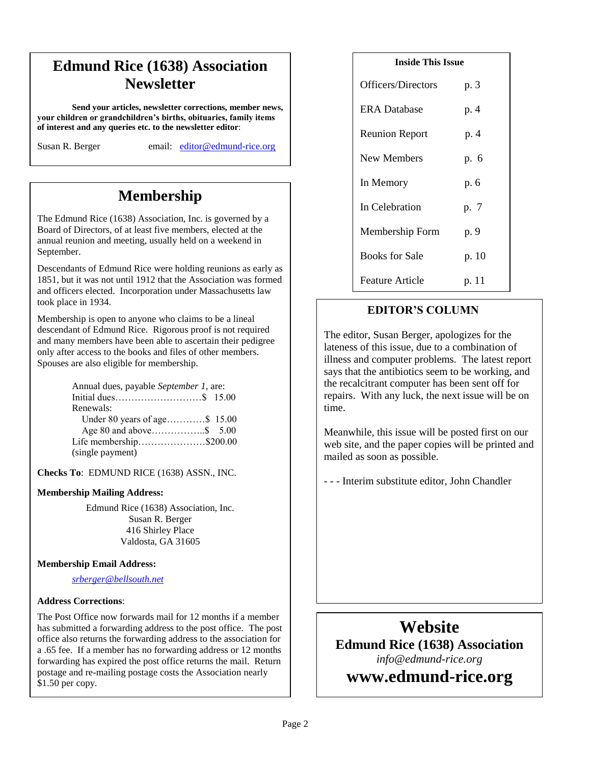# Edmund Rice (1638) Association Newsletter

**Send your articles, newsletter corrections, member news, your children or grandchildren's births, obituaries, family items of interest and any queries etc. to the newsletter editor**:

Susan R. Berger email: editor@edmund-rice.org

## Membership

The Edmund Rice (1638) Association, Inc. is governed by a Board of Directors, of at least five members, elected at the annual reunion and meeting, usually held on a weekend in September.

Descendants of Edmund Rice were holding reunions as early as 1851, but it was not until 1912 that the Association was formed and officers elected. Incorporation under Massachusetts law took place in 1934.

Membership is open to anyone who claims to be a lineal descendant of Edmund Rice. Rigorous proof is not required and many members have been able to ascertain their pedigree only after access to the books and files of other members. Spouses are also eligible for membership.

Annual dues, payable *September 1*, are:
Initial dues……………………….$ 15.00
Renewals:
Under 80 years of age…………$ 15.00
Age 80 and above……………..$ 5.00
Life membership…………………$200.00
(single payment)

**Checks To**: EDMUND RICE (1638) ASSN., INC.

**Membership Mailing Address:**

Edmund Rice (1638) Association, Inc.
Susan R. Berger
416 Shirley Place
Valdosta, GA 31605

**Membership Email Address:**

*srberger@bellsouth.net*

**Address Corrections**:

The Post Office now forwards mail for 12 months if a member has submitted a forwarding address to the post office. The post office also returns the forwarding address to the association for a .65 fee. If a member has no forwarding address or 12 months forwarding has expired the post office returns the mail. Return postage and re-mailing postage costs the Association nearly $1.50 per copy.

**Inside This Issue**

| | |
|---|---|
| Officers/Directors | p. 3 |
| ERA Database | p. 4 |
| Reunion Report | p. 4 |
| New Members | p. 6 |
| In Memory | p. 6 |
| In Celebration | p. 7 |
| Membership Form | p. 9 |
| Books for Sale | p. 10 |
| Feature Article | p. 11 |

## EDITOR'S COLUMN

The editor, Susan Berger, apologizes for the lateness of this issue, due to a combination of illness and computer problems. The latest report says that the antibiotics seem to be working, and the recalcitrant computer has been sent off for repairs. With any luck, the next issue will be on time.

Meanwhile, this issue will be posted first on our web site, and the paper copies will be printed and mailed as soon as possible.

- - - Interim substitute editor, John Chandler

## Website

**Edmund Rice (1638) Association**

*info@edmund-rice.org*

**www.edmund-rice.org**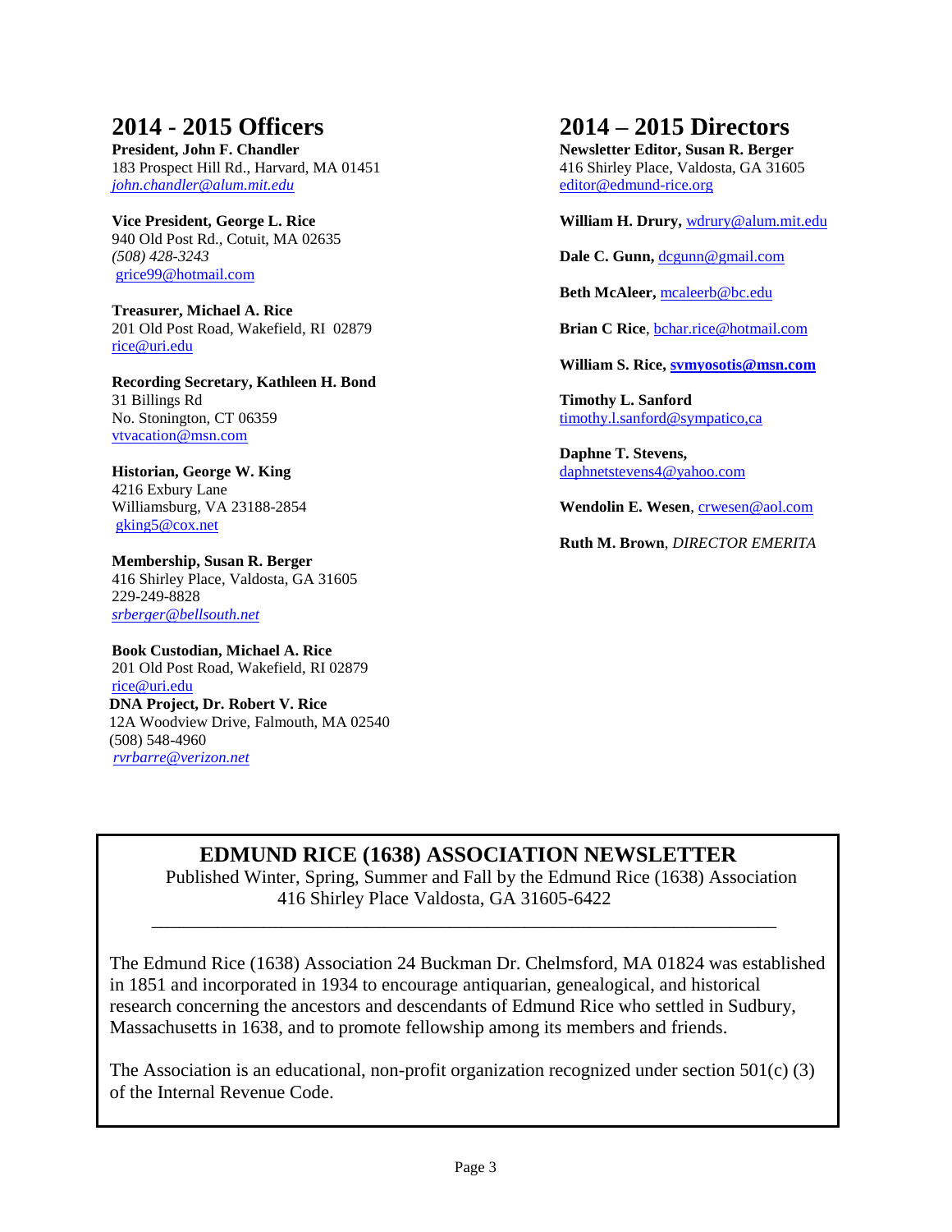## 2014 - 2015 Officers

**President, John F. Chandler**
183 Prospect Hill Rd., Harvard, MA 01451
*john.chandler@alum.mit.edu*

**Vice President, George L. Rice**
940 Old Post Rd., Cotuit, MA 02635
*(508) 428-3243*
grice99@hotmail.com

**Treasurer, Michael A. Rice**
201 Old Post Road, Wakefield, RI 02879
rice@uri.edu

**Recording Secretary, Kathleen H. Bond**
31 Billings Rd
No. Stonington, CT 06359
vtvacation@msn.com

**Historian, George W. King**
4216 Exbury Lane
Williamsburg, VA 23188-2854
gking5@cox.net

**Membership, Susan R. Berger**
416 Shirley Place, Valdosta, GA 31605
229-249-8828
*srberger@bellsouth.net*

**Book Custodian, Michael A. Rice**
201 Old Post Road, Wakefield, RI 02879
rice@uri.edu

**DNA Project, Dr. Robert V. Rice**
12A Woodview Drive, Falmouth, MA 02540
(508) 548-4960
*rvrbarre@verizon.net*

## 2014 – 2015 Directors

**Newsletter Editor, Susan R. Berger**
416 Shirley Place, Valdosta, GA 31605
editor@edmund-rice.org

**William H. Drury,** wdrury@alum.mit.edu

**Dale C. Gunn,** dcgunn@gmail.com

**Beth McAleer,** mcaleerb@bc.edu

**Brian C Rice**, bchar.rice@hotmail.com

**William S. Rice, svmyosotis@msn.com**

**Timothy L. Sanford**
timothy.l.sanford@sympatico,ca

**Daphne T. Stevens,**
daphnetstevens4@yahoo.com

**Wendolin E. Wesen**, crwesen@aol.com

**Ruth M. Brown**, *DIRECTOR EMERITA*

---

## EDMUND RICE (1638) ASSOCIATION NEWSLETTER

Published Winter, Spring, Summer and Fall by the Edmund Rice (1638) Association
416 Shirley Place Valdosta, GA 31605-6422

The Edmund Rice (1638) Association 24 Buckman Dr. Chelmsford, MA 01824 was established in 1851 and incorporated in 1934 to encourage antiquarian, genealogical, and historical research concerning the ancestors and descendants of Edmund Rice who settled in Sudbury, Massachusetts in 1638, and to promote fellowship among its members and friends.

The Association is an educational, non-profit organization recognized under section 501(c) (3) of the Internal Revenue Code.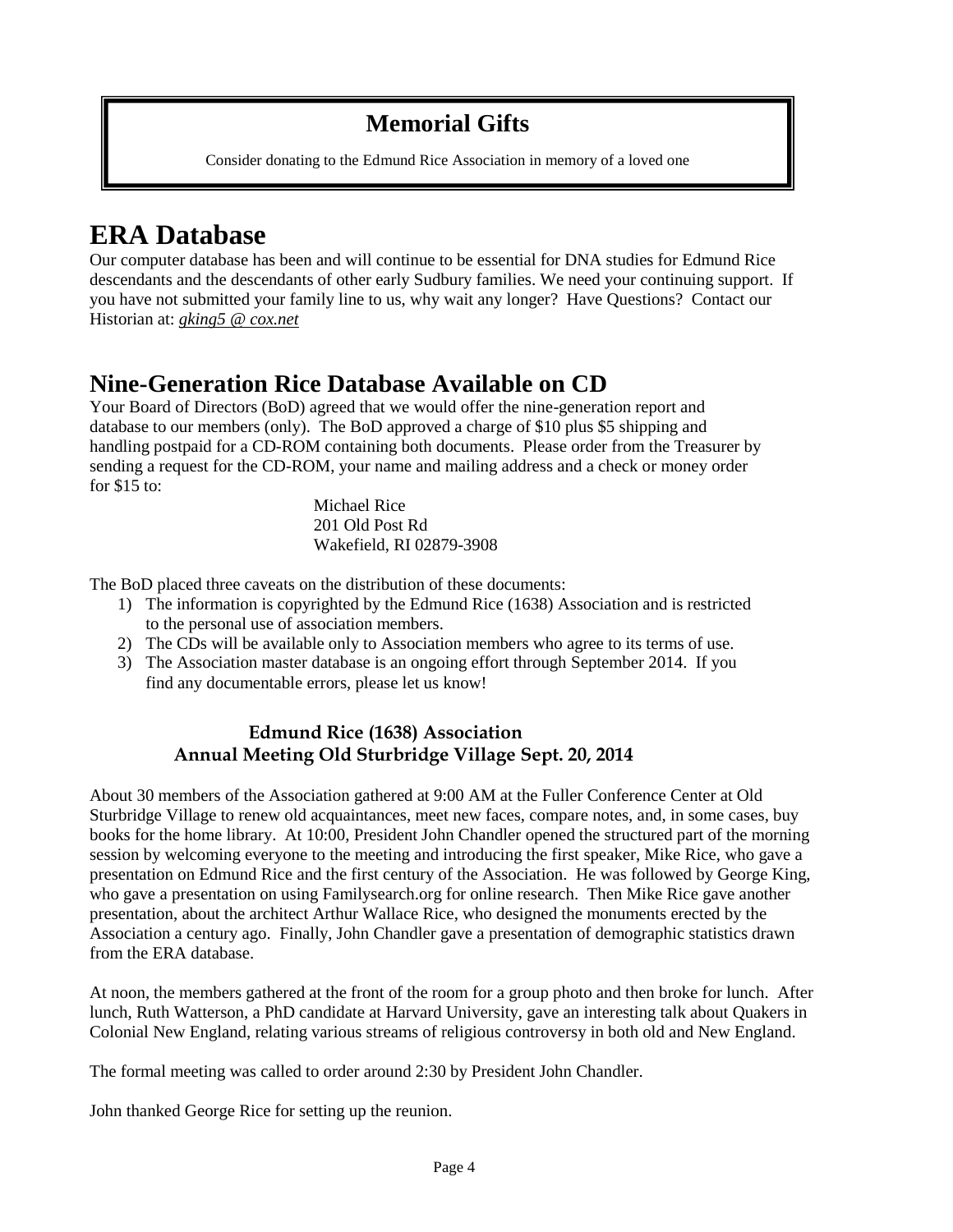## Memorial Gifts

Consider donating to the Edmund Rice Association in memory of a loved one

# ERA Database

Our computer database has been and will continue to be essential for DNA studies for Edmund Rice descendants and the descendants of other early Sudbury families. We need your continuing support. If you have not submitted your family line to us, why wait any longer? Have Questions? Contact our Historian at: *gking5 @ cox.net*

## Nine-Generation Rice Database Available on CD

Your Board of Directors (BoD) agreed that we would offer the nine-generation report and database to our members (only). The BoD approved a charge of $10 plus $5 shipping and handling postpaid for a CD-ROM containing both documents. Please order from the Treasurer by sending a request for the CD-ROM, your name and mailing address and a check or money order for $15 to:

Michael Rice
201 Old Post Rd
Wakefield, RI 02879-3908

The BoD placed three caveats on the distribution of these documents:

1) The information is copyrighted by the Edmund Rice (1638) Association and is restricted to the personal use of association members.
2) The CDs will be available only to Association members who agree to its terms of use.
3) The Association master database is an ongoing effort through September 2014. If you find any documentable errors, please let us know!

### Edmund Rice (1638) Association
### Annual Meeting Old Sturbridge Village Sept. 20, 2014

About 30 members of the Association gathered at 9:00 AM at the Fuller Conference Center at Old Sturbridge Village to renew old acquaintances, meet new faces, compare notes, and, in some cases, buy books for the home library. At 10:00, President John Chandler opened the structured part of the morning session by welcoming everyone to the meeting and introducing the first speaker, Mike Rice, who gave a presentation on Edmund Rice and the first century of the Association. He was followed by George King, who gave a presentation on using Familysearch.org for online research. Then Mike Rice gave another presentation, about the architect Arthur Wallace Rice, who designed the monuments erected by the Association a century ago. Finally, John Chandler gave a presentation of demographic statistics drawn from the ERA database.

At noon, the members gathered at the front of the room for a group photo and then broke for lunch. After lunch, Ruth Watterson, a PhD candidate at Harvard University, gave an interesting talk about Quakers in Colonial New England, relating various streams of religious controversy in both old and New England.

The formal meeting was called to order around 2:30 by President John Chandler.

John thanked George Rice for setting up the reunion.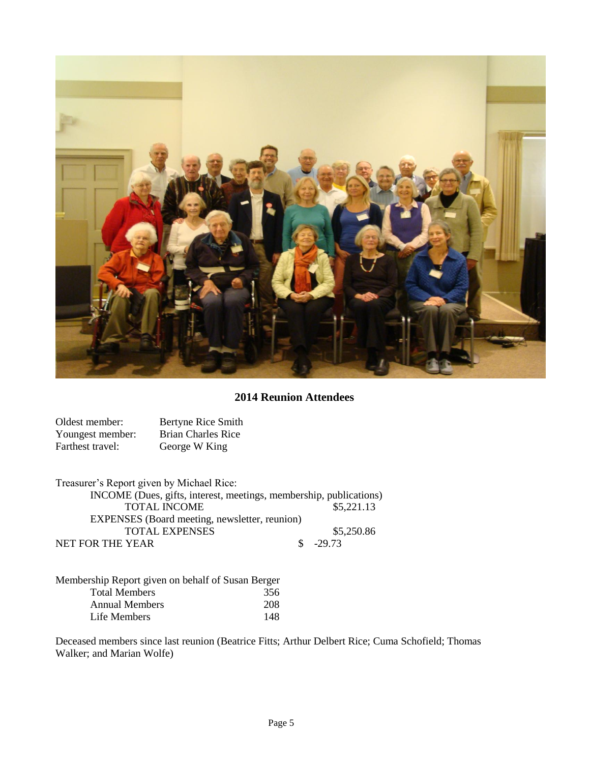**2014 Reunion Attendees**

| | |
|---|---|
| Oldest member: | Bertyne Rice Smith |
| Youngest member: | Brian Charles Rice |
| Farthest travel: | George W King |

Treasurer's Report given by Michael Rice:

| | |
|---|---|
| INCOME (Dues, gifts, interest, meetings, membership, publications) | |
| TOTAL INCOME | $5,221.13 |
| EXPENSES (Board meeting, newsletter, reunion) | |
| TOTAL EXPENSES | $5,250.86 |
| NET FOR THE YEAR | $ -29.73 |

Membership Report given on behalf of Susan Berger

| | |
|---|---|
| Total Members | 356 |
| Annual Members | 208 |
| Life Members | 148 |

Deceased members since last reunion (Beatrice Fitts; Arthur Delbert Rice; Cuma Schofield; Thomas Walker; and Marian Wolfe)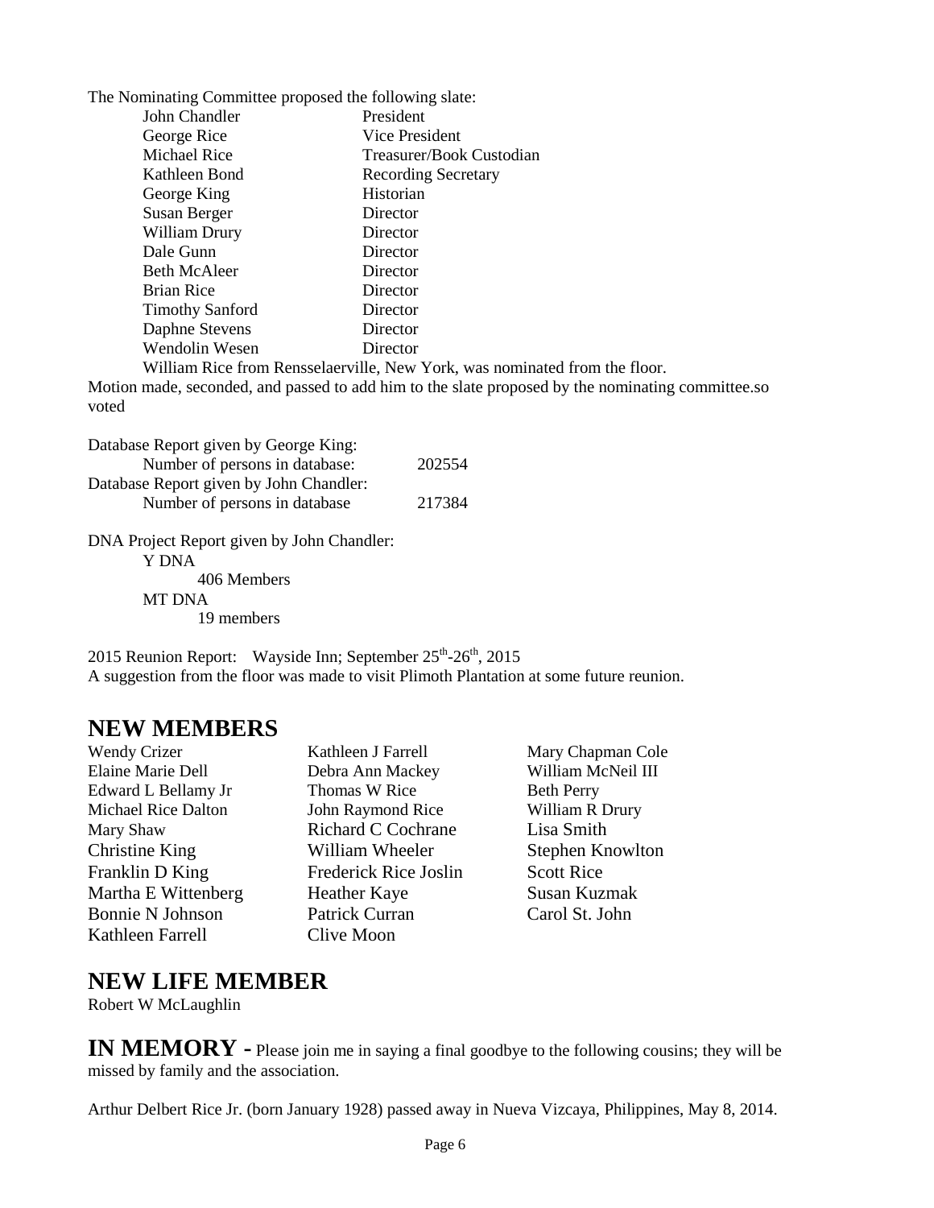The Nominating Committee proposed the following slate:

| | |
|---|---|
| John Chandler | President |
| George Rice | Vice President |
| Michael Rice | Treasurer/Book Custodian |
| Kathleen Bond | Recording Secretary |
| George King | Historian |
| Susan Berger | Director |
| William Drury | Director |
| Dale Gunn | Director |
| Beth McAleer | Director |
| Brian Rice | Director |
| Timothy Sanford | Director |
| Daphne Stevens | Director |
| Wendolin Wesen | Director |

William Rice from Rensselaerville, New York, was nominated from the floor.

Motion made, seconded, and passed to add him to the slate proposed by the nominating committee.so voted

Database Report given by George King:
Number of persons in database: 202554

Database Report given by John Chandler:
Number of persons in database 217384

DNA Project Report given by John Chandler:

- Y DNA
  - 406 Members
- MT DNA
  - 19 members

2015 Reunion Report: Wayside Inn; September 25th-26th, 2015

A suggestion from the floor was made to visit Plimoth Plantation at some future reunion.

## NEW MEMBERS

Wendy Crizer
Elaine Marie Dell
Edward L Bellamy Jr
Michael Rice Dalton
Mary Shaw
Christine King
Franklin D King
Martha E Wittenberg
Bonnie N Johnson
Kathleen Farrell
Kathleen J Farrell
Debra Ann Mackey
Thomas W Rice
John Raymond Rice
Richard C Cochrane
William Wheeler
Frederick Rice Joslin
Heather Kaye
Patrick Curran
Clive Moon
Mary Chapman Cole
William McNeil III
Beth Perry
William R Drury
Lisa Smith
Stephen Knowlton
Scott Rice
Susan Kuzmak
Carol St. John

## NEW LIFE MEMBER

Robert W McLaughlin

## IN MEMORY - 

Please join me in saying a final goodbye to the following cousins; they will be missed by family and the association.

Arthur Delbert Rice Jr. (born January 1928) passed away in Nueva Vizcaya, Philippines, May 8, 2014.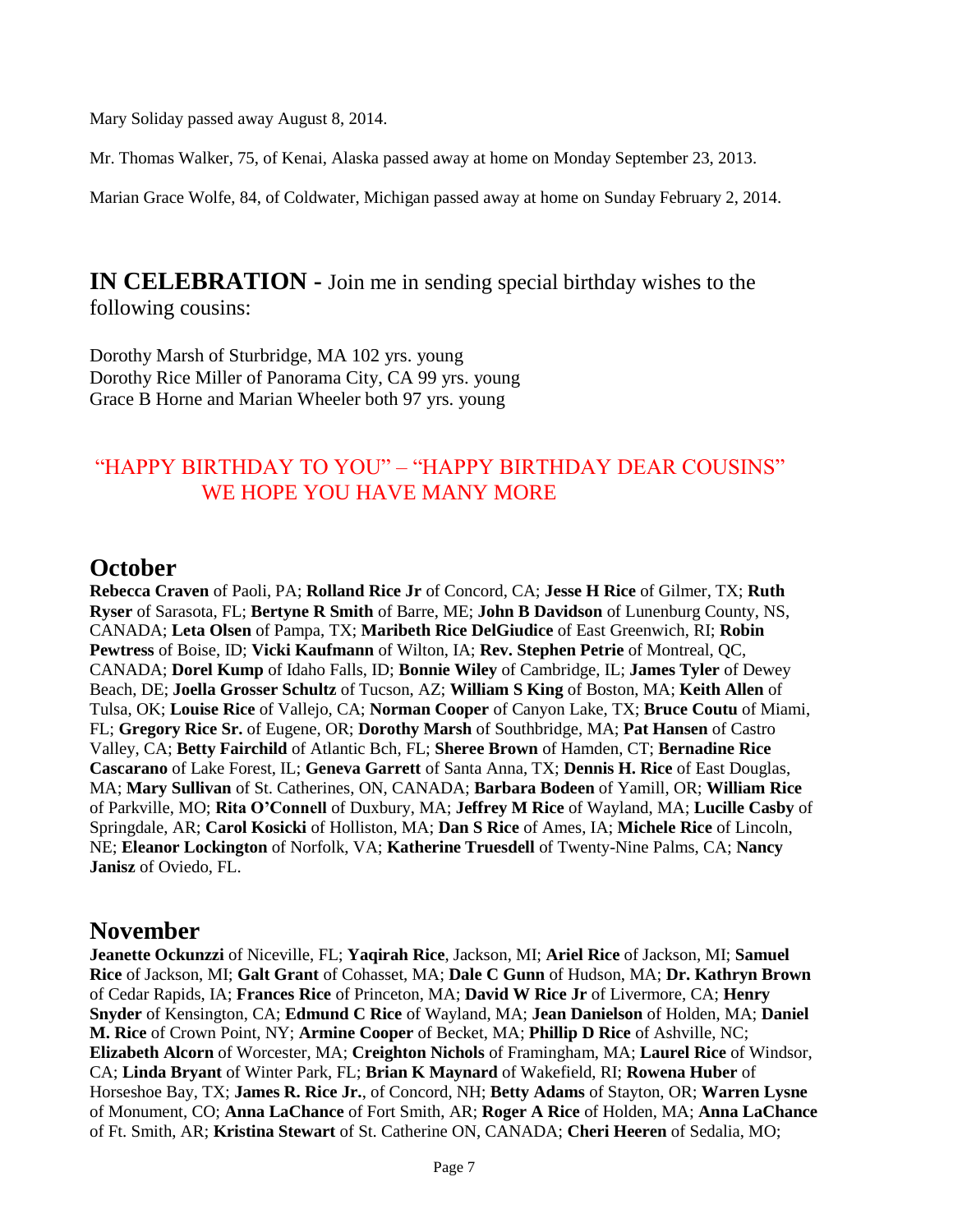Mary Soliday passed away August 8, 2014.

Mr. Thomas Walker, 75, of Kenai, Alaska passed away at home on Monday September 23, 2013.

Marian Grace Wolfe, 84, of Coldwater, Michigan passed away at home on Sunday February 2, 2014.

## **IN CELEBRATION -** Join me in sending special birthday wishes to the following cousins:

Dorothy Marsh of Sturbridge, MA 102 yrs. young
Dorothy Rice Miller of Panorama City, CA 99 yrs. young
Grace B Horne and Marian Wheeler both 97 yrs. young

"HAPPY BIRTHDAY TO YOU" – "HAPPY BIRTHDAY DEAR COUSINS"
WE HOPE YOU HAVE MANY MORE

## October

**Rebecca Craven** of Paoli, PA; **Rolland Rice Jr** of Concord, CA; **Jesse H Rice** of Gilmer, TX; **Ruth Ryser** of Sarasota, FL; **Bertyne R Smith** of Barre, ME; **John B Davidson** of Lunenburg County, NS, CANADA; **Leta Olsen** of Pampa, TX; **Maribeth Rice DelGiudice** of East Greenwich, RI; **Robin Pewtress** of Boise, ID; **Vicki Kaufmann** of Wilton, IA; **Rev. Stephen Petrie** of Montreal, QC, CANADA; **Dorel Kump** of Idaho Falls, ID; **Bonnie Wiley** of Cambridge, IL; **James Tyler** of Dewey Beach, DE; **Joella Grosser Schultz** of Tucson, AZ; **William S King** of Boston, MA; **Keith Allen** of Tulsa, OK; **Louise Rice** of Vallejo, CA; **Norman Cooper** of Canyon Lake, TX; **Bruce Coutu** of Miami, FL; **Gregory Rice Sr.** of Eugene, OR; **Dorothy Marsh** of Southbridge, MA; **Pat Hansen** of Castro Valley, CA; **Betty Fairchild** of Atlantic Bch, FL; **Sheree Brown** of Hamden, CT; **Bernadine Rice Cascarano** of Lake Forest, IL; **Geneva Garrett** of Santa Anna, TX; **Dennis H. Rice** of East Douglas, MA; **Mary Sullivan** of St. Catherines, ON, CANADA; **Barbara Bodeen** of Yamill, OR; **William Rice** of Parkville, MO; **Rita O'Connell** of Duxbury, MA; **Jeffrey M Rice** of Wayland, MA; **Lucille Casby** of Springdale, AR; **Carol Kosicki** of Holliston, MA; **Dan S Rice** of Ames, IA; **Michele Rice** of Lincoln, NE; **Eleanor Lockington** of Norfolk, VA; **Katherine Truesdell** of Twenty-Nine Palms, CA; **Nancy Janisz** of Oviedo, FL.

## November

**Jeanette Ockunzzi** of Niceville, FL; **Yaqirah Rice**, Jackson, MI; **Ariel Rice** of Jackson, MI; **Samuel Rice** of Jackson, MI; **Galt Grant** of Cohasset, MA; **Dale C Gunn** of Hudson, MA; **Dr. Kathryn Brown** of Cedar Rapids, IA; **Frances Rice** of Princeton, MA; **David W Rice Jr** of Livermore, CA; **Henry Snyder** of Kensington, CA; **Edmund C Rice** of Wayland, MA; **Jean Danielson** of Holden, MA; **Daniel M. Rice** of Crown Point, NY; **Armine Cooper** of Becket, MA; **Phillip D Rice** of Ashville, NC; **Elizabeth Alcorn** of Worcester, MA; **Creighton Nichols** of Framingham, MA; **Laurel Rice** of Windsor, CA; **Linda Bryant** of Winter Park, FL; **Brian K Maynard** of Wakefield, RI; **Rowena Huber** of Horseshoe Bay, TX; **James R. Rice Jr.**, of Concord, NH; **Betty Adams** of Stayton, OR; **Warren Lysne** of Monument, CO; **Anna LaChance** of Fort Smith, AR; **Roger A Rice** of Holden, MA; **Anna LaChance** of Ft. Smith, AR; **Kristina Stewart** of St. Catherine ON, CANADA; **Cheri Heeren** of Sedalia, MO;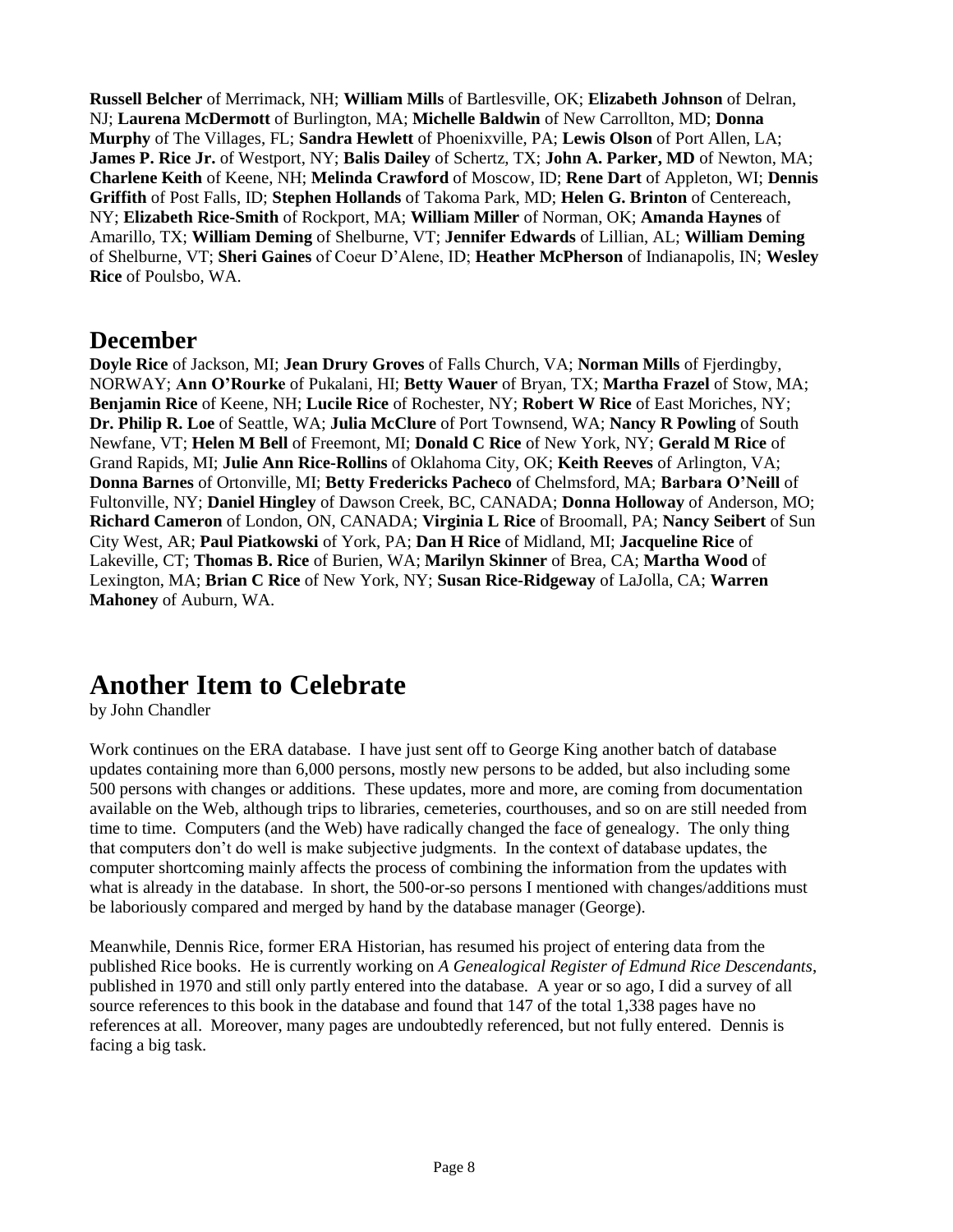**Russell Belcher** of Merrimack, NH; **William Mills** of Bartlesville, OK; **Elizabeth Johnson** of Delran, NJ; **Laurena McDermott** of Burlington, MA; **Michelle Baldwin** of New Carrollton, MD; **Donna Murphy** of The Villages, FL; **Sandra Hewlett** of Phoenixville, PA; **Lewis Olson** of Port Allen, LA; **James P. Rice Jr.** of Westport, NY; **Balis Dailey** of Schertz, TX; **John A. Parker, MD** of Newton, MA; **Charlene Keith** of Keene, NH; **Melinda Crawford** of Moscow, ID; **Rene Dart** of Appleton, WI; **Dennis Griffith** of Post Falls, ID; **Stephen Hollands** of Takoma Park, MD; **Helen G. Brinton** of Centereach, NY; **Elizabeth Rice-Smith** of Rockport, MA; **William Miller** of Norman, OK; **Amanda Haynes** of Amarillo, TX; **William Deming** of Shelburne, VT; **Jennifer Edwards** of Lillian, AL; **William Deming** of Shelburne, VT; **Sheri Gaines** of Coeur D'Alene, ID; **Heather McPherson** of Indianapolis, IN; **Wesley Rice** of Poulsbo, WA.

## December

**Doyle Rice** of Jackson, MI; **Jean Drury Groves** of Falls Church, VA; **Norman Mills** of Fjerdingby, NORWAY; **Ann O'Rourke** of Pukalani, HI; **Betty Wauer** of Bryan, TX; **Martha Frazel** of Stow, MA; **Benjamin Rice** of Keene, NH; **Lucile Rice** of Rochester, NY; **Robert W Rice** of East Moriches, NY; **Dr. Philip R. Loe** of Seattle, WA; **Julia McClure** of Port Townsend, WA; **Nancy R Powling** of South Newfane, VT; **Helen M Bell** of Freemont, MI; **Donald C Rice** of New York, NY; **Gerald M Rice** of Grand Rapids, MI; **Julie Ann Rice-Rollins** of Oklahoma City, OK; **Keith Reeves** of Arlington, VA; **Donna Barnes** of Ortonville, MI; **Betty Fredericks Pacheco** of Chelmsford, MA; **Barbara O'Neill** of Fultonville, NY; **Daniel Hingley** of Dawson Creek, BC, CANADA; **Donna Holloway** of Anderson, MO; **Richard Cameron** of London, ON, CANADA; **Virginia L Rice** of Broomall, PA; **Nancy Seibert** of Sun City West, AR; **Paul Piatkowski** of York, PA; **Dan H Rice** of Midland, MI; **Jacqueline Rice** of Lakeville, CT; **Thomas B. Rice** of Burien, WA; **Marilyn Skinner** of Brea, CA; **Martha Wood** of Lexington, MA; **Brian C Rice** of New York, NY; **Susan Rice-Ridgeway** of LaJolla, CA; **Warren Mahoney** of Auburn, WA.

# Another Item to Celebrate

by John Chandler

Work continues on the ERA database. I have just sent off to George King another batch of database updates containing more than 6,000 persons, mostly new persons to be added, but also including some 500 persons with changes or additions. These updates, more and more, are coming from documentation available on the Web, although trips to libraries, cemeteries, courthouses, and so on are still needed from time to time. Computers (and the Web) have radically changed the face of genealogy. The only thing that computers don't do well is make subjective judgments. In the context of database updates, the computer shortcoming mainly affects the process of combining the information from the updates with what is already in the database. In short, the 500-or-so persons I mentioned with changes/additions must be laboriously compared and merged by hand by the database manager (George).

Meanwhile, Dennis Rice, former ERA Historian, has resumed his project of entering data from the published Rice books. He is currently working on *A Genealogical Register of Edmund Rice Descendants*, published in 1970 and still only partly entered into the database. A year or so ago, I did a survey of all source references to this book in the database and found that 147 of the total 1,338 pages have no references at all. Moreover, many pages are undoubtedly referenced, but not fully entered. Dennis is facing a big task.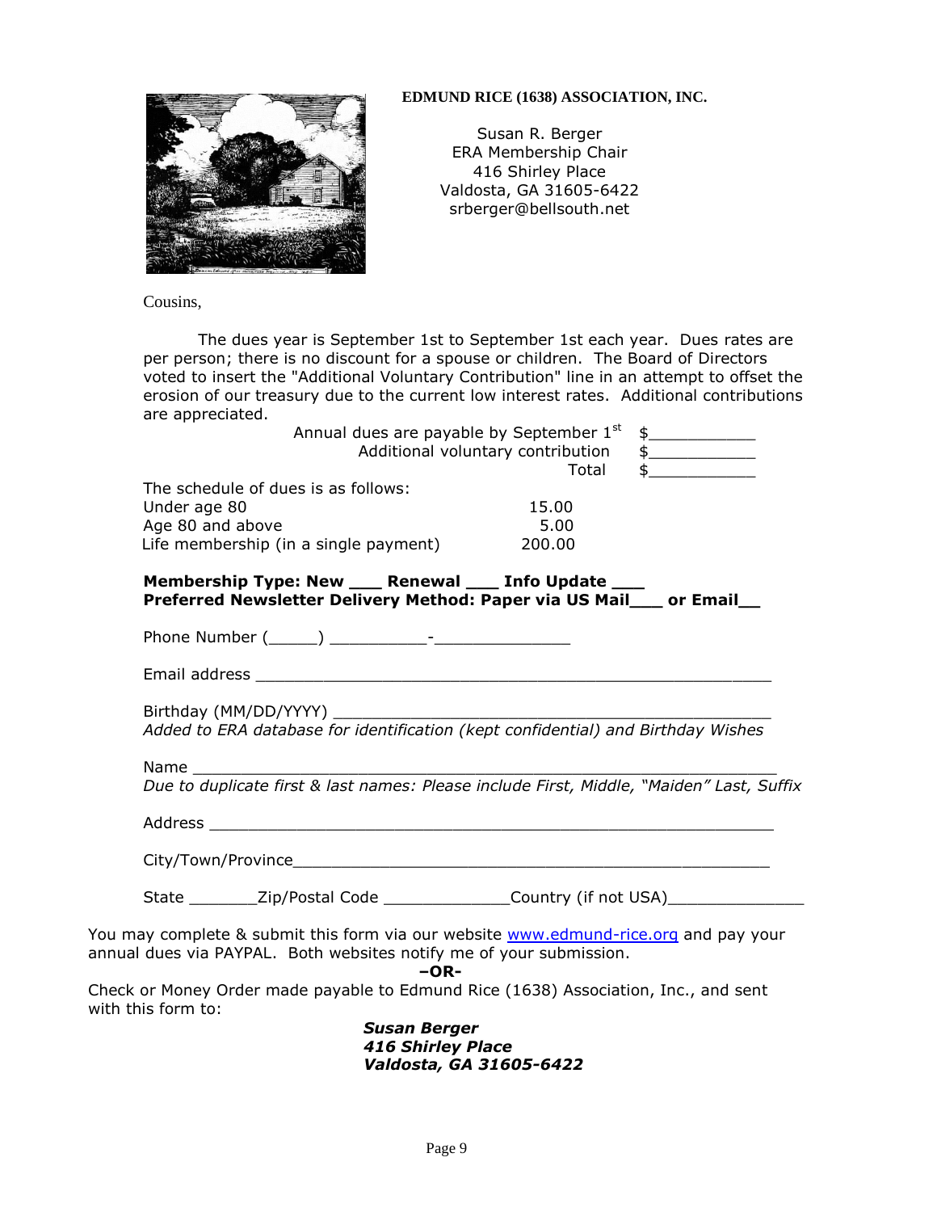**EDMUND RICE (1638) ASSOCIATION, INC.**

Susan R. Berger
ERA Membership Chair
416 Shirley Place
Valdosta, GA 31605-6422
srberger@bellsouth.net

Cousins,

The dues year is September 1st to September 1st each year. Dues rates are per person; there is no discount for a spouse or children. The Board of Directors voted to insert the "Additional Voluntary Contribution" line in an attempt to offset the erosion of our treasury due to the current low interest rates. Additional contributions are appreciated.

Annual dues are payable by September 1st $___________
Additional voluntary contribution $___________
Total $___________

The schedule of dues is as follows:

| | |
|---|---|
| Under age 80 | 15.00 |
| Age 80 and above | 5.00 |
| Life membership (in a single payment) | 200.00 |

**Membership Type: New ___ Renewal ___ Info Update ___**
**Preferred Newsletter Delivery Method: Paper via US Mail___ or Email__**

Phone Number (_____) __________-______________

Email address _______________________________________________________

Birthday (MM/DD/YYYY) ____________________________________________
*Added to ERA database for identification (kept confidential) and Birthday Wishes*

Name ___________________________________________________________
*Due to duplicate first & last names: Please include First, Middle, "Maiden" Last, Suffix*

Address _________________________________________________________

City/Town/Province_______________________________________________

State _______Zip/Postal Code _____________Country (if not USA)______________

You may complete & submit this form via our website www.edmund-rice.org and pay your annual dues via PAYPAL. Both websites notify me of your submission.

**–OR-**

Check or Money Order made payable to Edmund Rice (1638) Association, Inc., and sent with this form to:

***Susan Berger***
***416 Shirley Place***
***Valdosta, GA 31605-6422***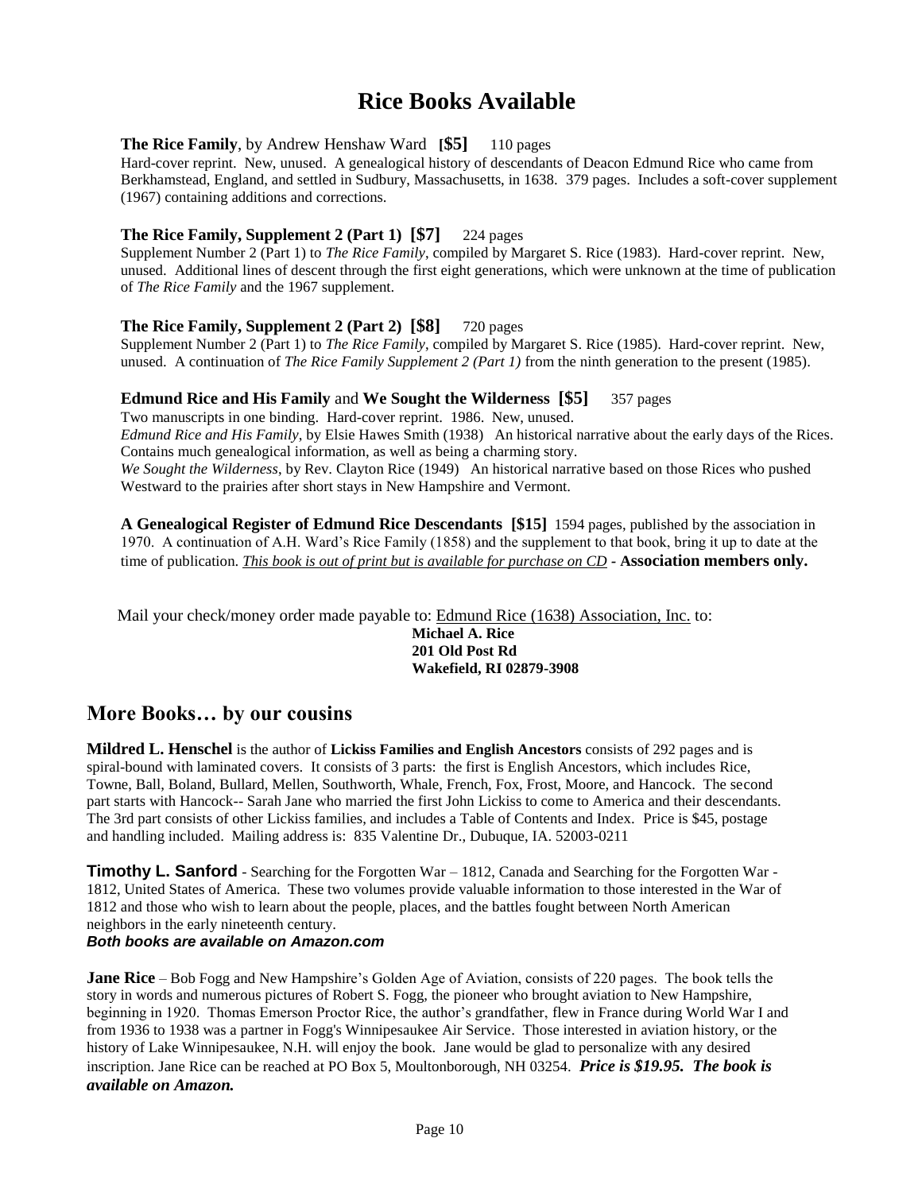# Rice Books Available

**The Rice Family**, by Andrew Henshaw Ward **[$5]** 110 pages
Hard-cover reprint. New, unused. A genealogical history of descendants of Deacon Edmund Rice who came from Berkhamstead, England, and settled in Sudbury, Massachusetts, in 1638. 379 pages. Includes a soft-cover supplement (1967) containing additions and corrections.

**The Rice Family, Supplement 2 (Part 1) [$7]** 224 pages
Supplement Number 2 (Part 1) to *The Rice Family*, compiled by Margaret S. Rice (1983). Hard-cover reprint. New, unused. Additional lines of descent through the first eight generations, which were unknown at the time of publication of *The Rice Family* and the 1967 supplement.

**The Rice Family, Supplement 2 (Part 2) [$8]** 720 pages
Supplement Number 2 (Part 1) to *The Rice Family*, compiled by Margaret S. Rice (1985). Hard-cover reprint. New, unused. A continuation of *The Rice Family Supplement 2 (Part 1)* from the ninth generation to the present (1985).

**Edmund Rice and His Family** and **We Sought the Wilderness [$5]** 357 pages
Two manuscripts in one binding. Hard-cover reprint. 1986. New, unused.
*Edmund Rice and His Family*, by Elsie Hawes Smith (1938) An historical narrative about the early days of the Rices. Contains much genealogical information, as well as being a charming story.
*We Sought the Wilderness*, by Rev. Clayton Rice (1949) An historical narrative based on those Rices who pushed Westward to the prairies after short stays in New Hampshire and Vermont.

**A Genealogical Register of Edmund Rice Descendants [$15]** 1594 pages, published by the association in 1970. A continuation of A.H. Ward's Rice Family (1858) and the supplement to that book, bring it up to date at the time of publication. *This book is out of print but is available for purchase on CD* - **Association members only.**

Mail your check/money order made payable to: Edmund Rice (1638) Association, Inc. to:

**Michael A. Rice**
**201 Old Post Rd**
**Wakefield, RI 02879-3908**

## More Books… by our cousins

**Mildred L. Henschel** is the author of **Lickiss Families and English Ancestors** consists of 292 pages and is spiral-bound with laminated covers. It consists of 3 parts: the first is English Ancestors, which includes Rice, Towne, Ball, Boland, Bullard, Mellen, Southworth, Whale, French, Fox, Frost, Moore, and Hancock. The second part starts with Hancock-- Sarah Jane who married the first John Lickiss to come to America and their descendants. The 3rd part consists of other Lickiss families, and includes a Table of Contents and Index. Price is $45, postage and handling included. Mailing address is: 835 Valentine Dr., Dubuque, IA. 52003-0211

**Timothy L. Sanford** - Searching for the Forgotten War – 1812, Canada and Searching for the Forgotten War - 1812, United States of America. These two volumes provide valuable information to those interested in the War of 1812 and those who wish to learn about the people, places, and the battles fought between North American neighbors in the early nineteenth century.
***Both books are available on Amazon.com***

**Jane Rice** – Bob Fogg and New Hampshire's Golden Age of Aviation, consists of 220 pages. The book tells the story in words and numerous pictures of Robert S. Fogg, the pioneer who brought aviation to New Hampshire, beginning in 1920. Thomas Emerson Proctor Rice, the author's grandfather, flew in France during World War I and from 1936 to 1938 was a partner in Fogg's Winnipesaukee Air Service. Those interested in aviation history, or the history of Lake Winnipesaukee, N.H. will enjoy the book. Jane would be glad to personalize with any desired inscription. Jane Rice can be reached at PO Box 5, Moultonborough, NH 03254. ***Price is $19.95. The book is available on Amazon.***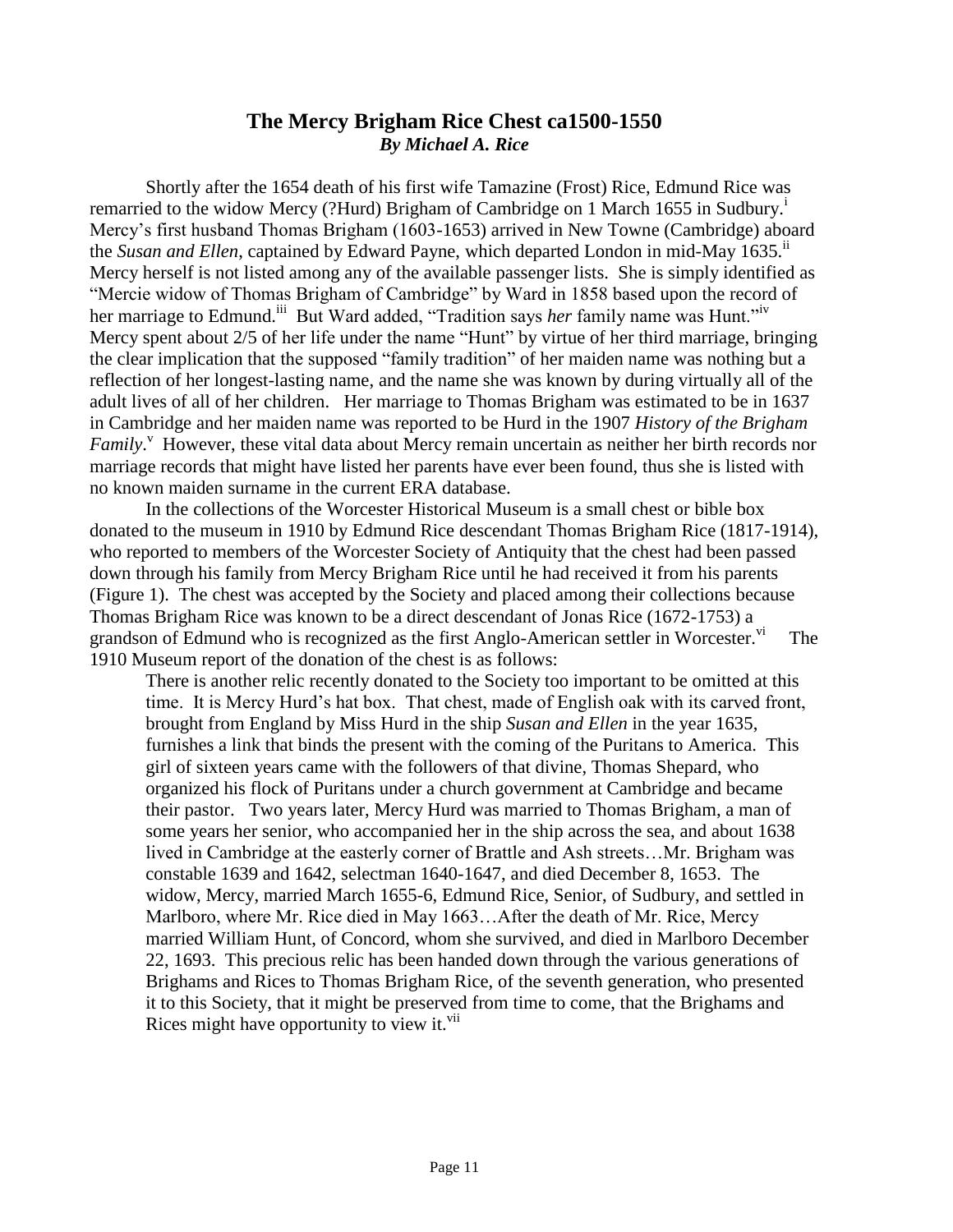## The Mercy Brigham Rice Chest ca1500-1550

***By Michael A. Rice***

Shortly after the 1654 death of his first wife Tamazine (Frost) Rice, Edmund Rice was remarried to the widow Mercy (?Hurd) Brigham of Cambridge on 1 March 1655 in Sudbury.[i] Mercy's first husband Thomas Brigham (1603-1653) arrived in New Towne (Cambridge) aboard the *Susan and Ellen*, captained by Edward Payne, which departed London in mid-May 1635.[ii] Mercy herself is not listed among any of the available passenger lists. She is simply identified as "Mercie widow of Thomas Brigham of Cambridge" by Ward in 1858 based upon the record of her marriage to Edmund.[iii] But Ward added, "Tradition says *her* family name was Hunt."[iv] Mercy spent about 2/5 of her life under the name "Hunt" by virtue of her third marriage, bringing the clear implication that the supposed "family tradition" of her maiden name was nothing but a reflection of her longest-lasting name, and the name she was known by during virtually all of the adult lives of all of her children. Her marriage to Thomas Brigham was estimated to be in 1637 in Cambridge and her maiden name was reported to be Hurd in the 1907 *History of the Brigham Family*.[v] However, these vital data about Mercy remain uncertain as neither her birth records nor marriage records that might have listed her parents have ever been found, thus she is listed with no known maiden surname in the current ERA database.

In the collections of the Worcester Historical Museum is a small chest or bible box donated to the museum in 1910 by Edmund Rice descendant Thomas Brigham Rice (1817-1914), who reported to members of the Worcester Society of Antiquity that the chest had been passed down through his family from Mercy Brigham Rice until he had received it from his parents (Figure 1). The chest was accepted by the Society and placed among their collections because Thomas Brigham Rice was known to be a direct descendant of Jonas Rice (1672-1753) a grandson of Edmund who is recognized as the first Anglo-American settler in Worcester.[vi] The 1910 Museum report of the donation of the chest is as follows:

> There is another relic recently donated to the Society too important to be omitted at this time. It is Mercy Hurd's hat box. That chest, made of English oak with its carved front, brought from England by Miss Hurd in the ship *Susan and Ellen* in the year 1635, furnishes a link that binds the present with the coming of the Puritans to America. This girl of sixteen years came with the followers of that divine, Thomas Shepard, who organized his flock of Puritans under a church government at Cambridge and became their pastor. Two years later, Mercy Hurd was married to Thomas Brigham, a man of some years her senior, who accompanied her in the ship across the sea, and about 1638 lived in Cambridge at the easterly corner of Brattle and Ash streets…Mr. Brigham was constable 1639 and 1642, selectman 1640-1647, and died December 8, 1653. The widow, Mercy, married March 1655-6, Edmund Rice, Senior, of Sudbury, and settled in Marlboro, where Mr. Rice died in May 1663…After the death of Mr. Rice, Mercy married William Hunt, of Concord, whom she survived, and died in Marlboro December 22, 1693. This precious relic has been handed down through the various generations of Brighams and Rices to Thomas Brigham Rice, of the seventh generation, who presented it to this Society, that it might be preserved from time to come, that the Brighams and Rices might have opportunity to view it.[vii]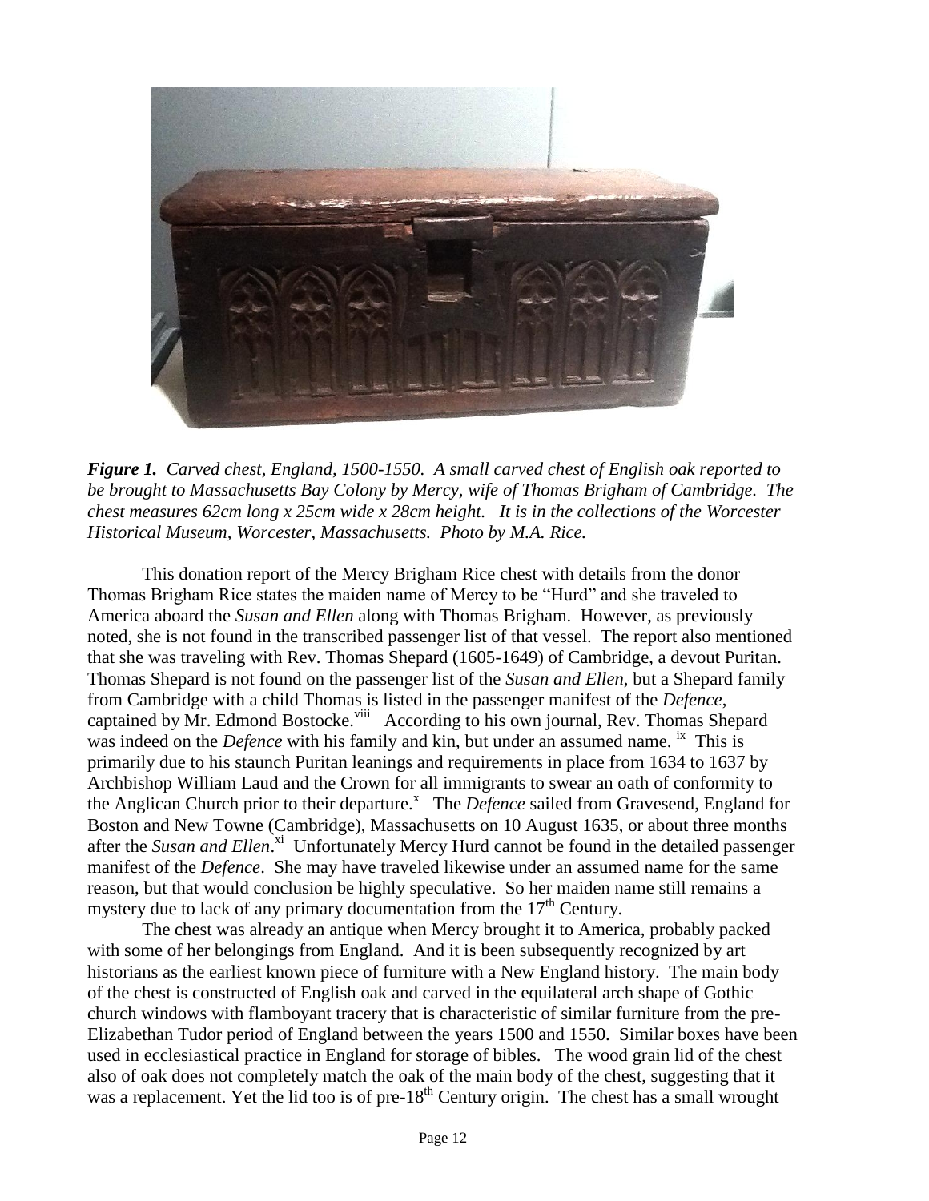***Figure 1.*** *Carved chest, England, 1500-1550. A small carved chest of English oak reported to be brought to Massachusetts Bay Colony by Mercy, wife of Thomas Brigham of Cambridge. The chest measures 62cm long x 25cm wide x 28cm height. It is in the collections of the Worcester Historical Museum, Worcester, Massachusetts. Photo by M.A. Rice.*

This donation report of the Mercy Brigham Rice chest with details from the donor Thomas Brigham Rice states the maiden name of Mercy to be "Hurd" and she traveled to America aboard the *Susan and Ellen* along with Thomas Brigham. However, as previously noted, she is not found in the transcribed passenger list of that vessel. The report also mentioned that she was traveling with Rev. Thomas Shepard (1605-1649) of Cambridge, a devout Puritan. Thomas Shepard is not found on the passenger list of the *Susan and Ellen*, but a Shepard family from Cambridge with a child Thomas is listed in the passenger manifest of the *Defence*, captained by Mr. Edmond Bostocke.[viii] According to his own journal, Rev. Thomas Shepard was indeed on the *Defence* with his family and kin, but under an assumed name.[ix] This is primarily due to his staunch Puritan leanings and requirements in place from 1634 to 1637 by Archbishop William Laud and the Crown for all immigrants to swear an oath of conformity to the Anglican Church prior to their departure.[x] The *Defence* sailed from Gravesend, England for Boston and New Towne (Cambridge), Massachusetts on 10 August 1635, or about three months after the *Susan and Ellen*.[xi] Unfortunately Mercy Hurd cannot be found in the detailed passenger manifest of the *Defence*. She may have traveled likewise under an assumed name for the same reason, but that would conclusion be highly speculative. So her maiden name still remains a mystery due to lack of any primary documentation from the 17th Century.

The chest was already an antique when Mercy brought it to America, probably packed with some of her belongings from England. And it is been subsequently recognized by art historians as the earliest known piece of furniture with a New England history. The main body of the chest is constructed of English oak and carved in the equilateral arch shape of Gothic church windows with flamboyant tracery that is characteristic of similar furniture from the pre-Elizabethan Tudor period of England between the years 1500 and 1550. Similar boxes have been used in ecclesiastical practice in England for storage of bibles. The wood grain lid of the chest also of oak does not completely match the oak of the main body of the chest, suggesting that it was a replacement. Yet the lid too is of pre-18th Century origin. The chest has a small wrought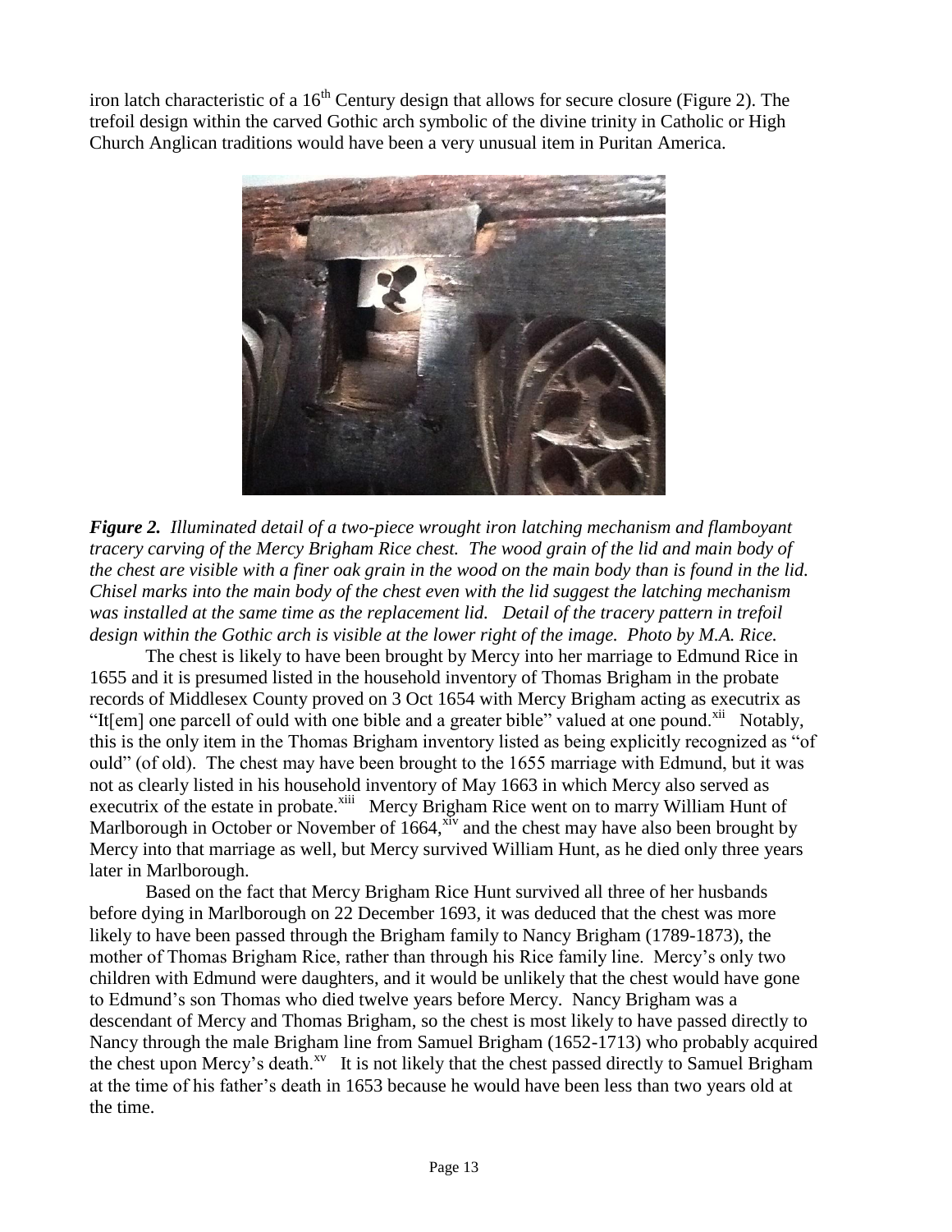iron latch characteristic of a 16th Century design that allows for secure closure (Figure 2). The trefoil design within the carved Gothic arch symbolic of the divine trinity in Catholic or High Church Anglican traditions would have been a very unusual item in Puritan America.

***Figure 2.*** *Illuminated detail of a two-piece wrought iron latching mechanism and flamboyant tracery carving of the Mercy Brigham Rice chest. The wood grain of the lid and main body of the chest are visible with a finer oak grain in the wood on the main body than is found in the lid. Chisel marks into the main body of the chest even with the lid suggest the latching mechanism was installed at the same time as the replacement lid. Detail of the tracery pattern in trefoil design within the Gothic arch is visible at the lower right of the image. Photo by M.A. Rice.*

The chest is likely to have been brought by Mercy into her marriage to Edmund Rice in 1655 and it is presumed listed in the household inventory of Thomas Brigham in the probate records of Middlesex County proved on 3 Oct 1654 with Mercy Brigham acting as executrix as "It[em] one parcell of ould with one bible and a greater bible" valued at one pound.[xii] Notably, this is the only item in the Thomas Brigham inventory listed as being explicitly recognized as "of ould" (of old). The chest may have been brought to the 1655 marriage with Edmund, but it was not as clearly listed in his household inventory of May 1663 in which Mercy also served as executrix of the estate in probate.[xiii] Mercy Brigham Rice went on to marry William Hunt of Marlborough in October or November of 1664,[xiv] and the chest may have also been brought by Mercy into that marriage as well, but Mercy survived William Hunt, as he died only three years later in Marlborough.

Based on the fact that Mercy Brigham Rice Hunt survived all three of her husbands before dying in Marlborough on 22 December 1693, it was deduced that the chest was more likely to have been passed through the Brigham family to Nancy Brigham (1789-1873), the mother of Thomas Brigham Rice, rather than through his Rice family line. Mercy's only two children with Edmund were daughters, and it would be unlikely that the chest would have gone to Edmund's son Thomas who died twelve years before Mercy. Nancy Brigham was a descendant of Mercy and Thomas Brigham, so the chest is most likely to have passed directly to Nancy through the male Brigham line from Samuel Brigham (1652-1713) who probably acquired the chest upon Mercy's death.[xv] It is not likely that the chest passed directly to Samuel Brigham at the time of his father's death in 1653 because he would have been less than two years old at the time.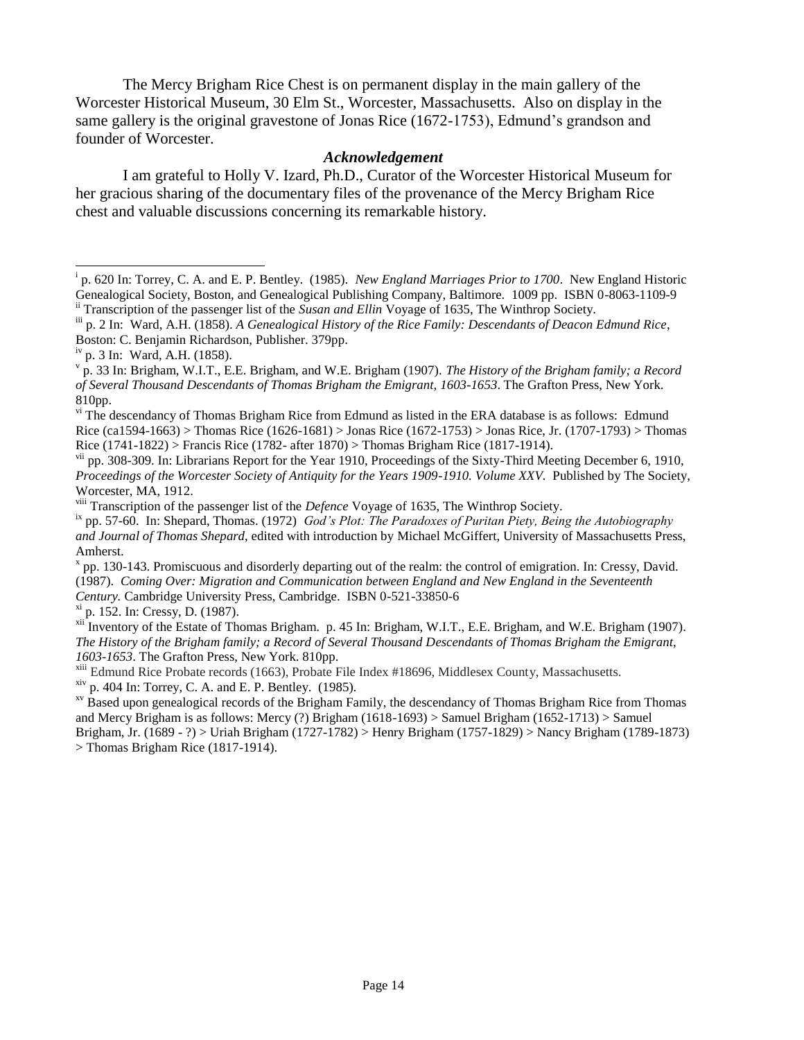The Mercy Brigham Rice Chest is on permanent display in the main gallery of the Worcester Historical Museum, 30 Elm St., Worcester, Massachusetts. Also on display in the same gallery is the original gravestone of Jonas Rice (1672-1753), Edmund's grandson and founder of Worcester.

### *Acknowledgement*

I am grateful to Holly V. Izard, Ph.D., Curator of the Worcester Historical Museum for her gracious sharing of the documentary files of the provenance of the Mercy Brigham Rice chest and valuable discussions concerning its remarkable history.

---

[i] p. 620 In: Torrey, C. A. and E. P. Bentley. (1985). *New England Marriages Prior to 1700*. New England Historic Genealogical Society, Boston, and Genealogical Publishing Company, Baltimore. 1009 pp. ISBN 0-8063-1109-9

[ii] Transcription of the passenger list of the *Susan and Ellin* Voyage of 1635, The Winthrop Society.

[iii] p. 2 In: Ward, A.H. (1858). *A Genealogical History of the Rice Family: Descendants of Deacon Edmund Rice*, Boston: C. Benjamin Richardson, Publisher. 379pp.

[iv] p. 3 In: Ward, A.H. (1858).

[v] p. 33 In: Brigham, W.I.T., E.E. Brigham, and W.E. Brigham (1907). *The History of the Brigham family; a Record of Several Thousand Descendants of Thomas Brigham the Emigrant, 1603-1653*. The Grafton Press, New York. 810pp.

[vi] The descendancy of Thomas Brigham Rice from Edmund as listed in the ERA database is as follows: Edmund Rice (ca1594-1663) > Thomas Rice (1626-1681) > Jonas Rice (1672-1753) > Jonas Rice, Jr. (1707-1793) > Thomas Rice (1741-1822) > Francis Rice (1782- after 1870) > Thomas Brigham Rice (1817-1914).

[vii] pp. 308-309. In: Librarians Report for the Year 1910, Proceedings of the Sixty-Third Meeting December 6, 1910, *Proceedings of the Worcester Society of Antiquity for the Years 1909-1910. Volume XXV*. Published by The Society, Worcester, MA, 1912.

[viii] Transcription of the passenger list of the *Defence* Voyage of 1635, The Winthrop Society.

[ix] pp. 57-60. In: Shepard, Thomas. (1972) *God's Plot: The Paradoxes of Puritan Piety, Being the Autobiography and Journal of Thomas Shepard*, edited with introduction by Michael McGiffert, University of Massachusetts Press, Amherst.

[x] pp. 130-143. Promiscuous and disorderly departing out of the realm: the control of emigration. In: Cressy, David. (1987). *Coming Over: Migration and Communication between England and New England in the Seventeenth Century.* Cambridge University Press, Cambridge. ISBN 0-521-33850-6

[xi] p. 152. In: Cressy, D. (1987).

[xii] Inventory of the Estate of Thomas Brigham. p. 45 In: Brigham, W.I.T., E.E. Brigham, and W.E. Brigham (1907). *The History of the Brigham family; a Record of Several Thousand Descendants of Thomas Brigham the Emigrant, 1603-1653*. The Grafton Press, New York. 810pp.

[xiii] Edmund Rice Probate records (1663), Probate File Index #18696, Middlesex County, Massachusetts.

[xiv] p. 404 In: Torrey, C. A. and E. P. Bentley. (1985).

[xv] Based upon genealogical records of the Brigham Family, the descendancy of Thomas Brigham Rice from Thomas and Mercy Brigham is as follows: Mercy (?) Brigham (1618-1693) > Samuel Brigham (1652-1713) > Samuel Brigham, Jr. (1689 - ?) > Uriah Brigham (1727-1782) > Henry Brigham (1757-1829) > Nancy Brigham (1789-1873) > Thomas Brigham Rice (1817-1914).